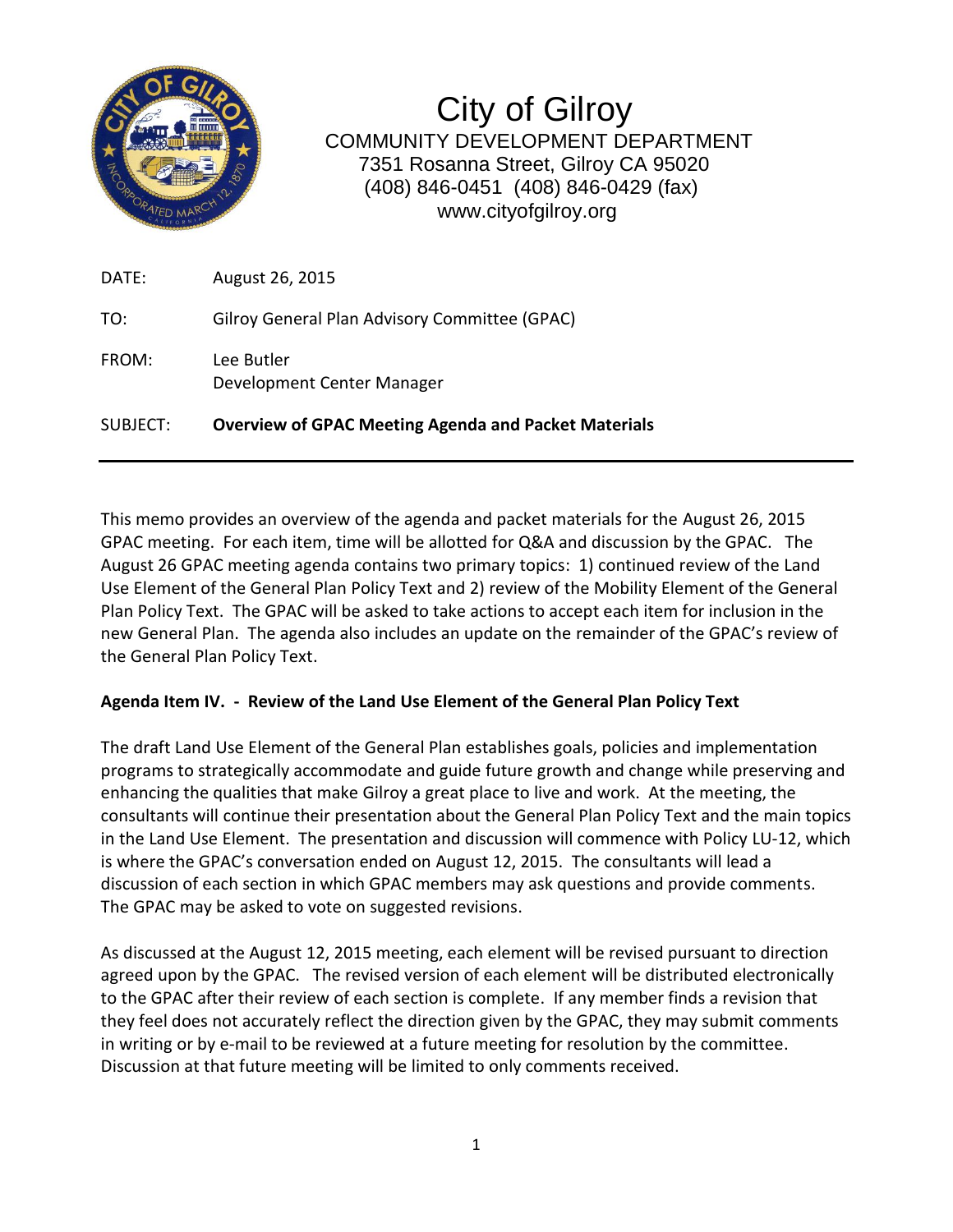# City of Gilroy

COMMUNITY DEVELOPMENT DEPARTMENT
7351 Rosanna Street, Gilroy CA 95020
(408) 846-0451 (408) 846-0429 (fax)
www.cityofgilroy.org

DATE: August 26, 2015

TO: Gilroy General Plan Advisory Committee (GPAC)

FROM: Lee Butler
Development Center Manager

SUBJECT: **Overview of GPAC Meeting Agenda and Packet Materials**

---

This memo provides an overview of the agenda and packet materials for the August 26, 2015 GPAC meeting. For each item, time will be allotted for Q&A and discussion by the GPAC. The August 26 GPAC meeting agenda contains two primary topics: 1) continued review of the Land Use Element of the General Plan Policy Text and 2) review of the Mobility Element of the General Plan Policy Text. The GPAC will be asked to take actions to accept each item for inclusion in the new General Plan. The agenda also includes an update on the remainder of the GPAC's review of the General Plan Policy Text.

**Agenda Item IV. - Review of the Land Use Element of the General Plan Policy Text**

The draft Land Use Element of the General Plan establishes goals, policies and implementation programs to strategically accommodate and guide future growth and change while preserving and enhancing the qualities that make Gilroy a great place to live and work. At the meeting, the consultants will continue their presentation about the General Plan Policy Text and the main topics in the Land Use Element. The presentation and discussion will commence with Policy LU-12, which is where the GPAC's conversation ended on August 12, 2015. The consultants will lead a discussion of each section in which GPAC members may ask questions and provide comments. The GPAC may be asked to vote on suggested revisions.

As discussed at the August 12, 2015 meeting, each element will be revised pursuant to direction agreed upon by the GPAC. The revised version of each element will be distributed electronically to the GPAC after their review of each section is complete. If any member finds a revision that they feel does not accurately reflect the direction given by the GPAC, they may submit comments in writing or by e-mail to be reviewed at a future meeting for resolution by the committee. Discussion at that future meeting will be limited to only comments received.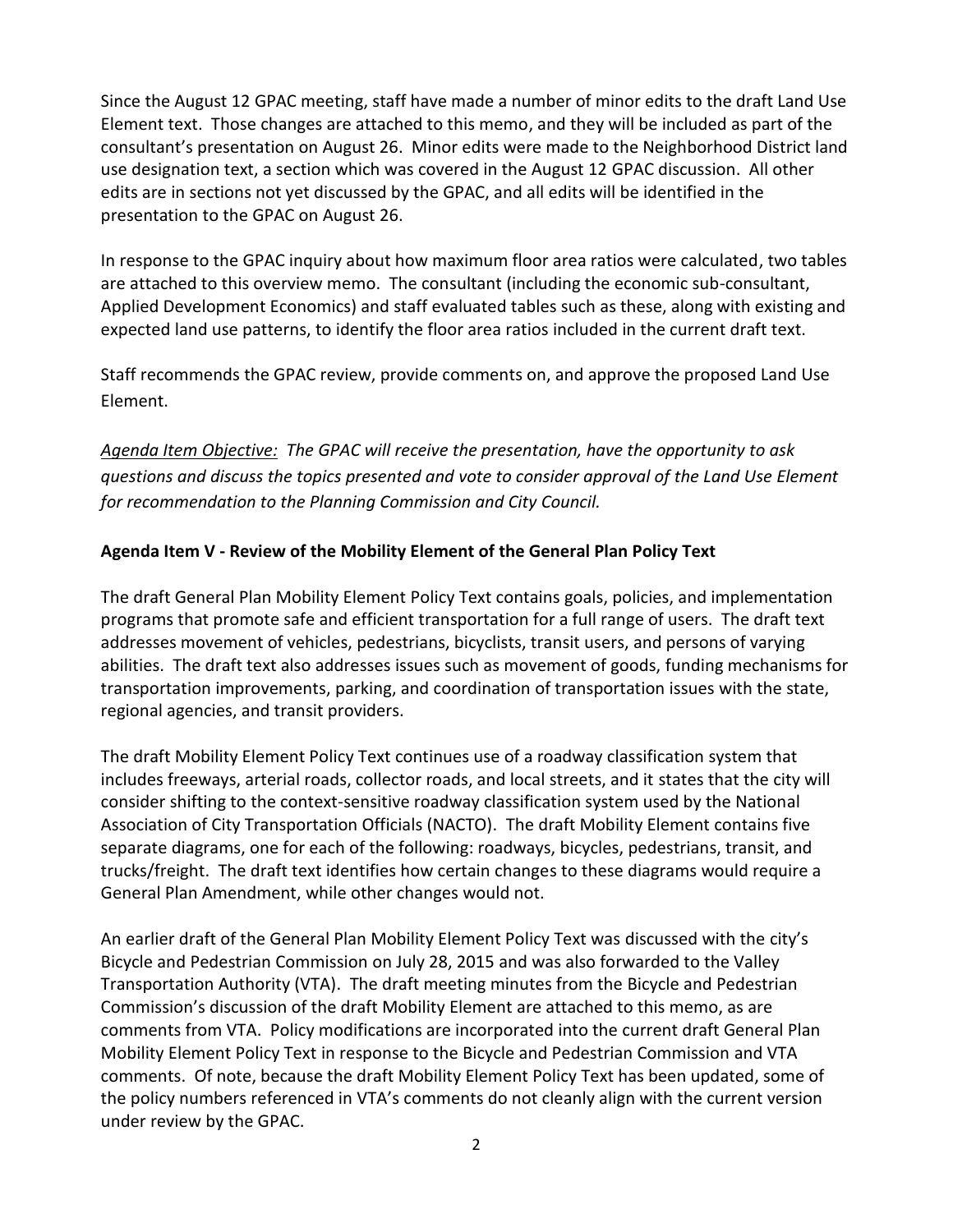Since the August 12 GPAC meeting, staff have made a number of minor edits to the draft Land Use Element text. Those changes are attached to this memo, and they will be included as part of the consultant's presentation on August 26. Minor edits were made to the Neighborhood District land use designation text, a section which was covered in the August 12 GPAC discussion. All other edits are in sections not yet discussed by the GPAC, and all edits will be identified in the presentation to the GPAC on August 26.

In response to the GPAC inquiry about how maximum floor area ratios were calculated, two tables are attached to this overview memo. The consultant (including the economic sub-consultant, Applied Development Economics) and staff evaluated tables such as these, along with existing and expected land use patterns, to identify the floor area ratios included in the current draft text.

Staff recommends the GPAC review, provide comments on, and approve the proposed Land Use Element.

*Agenda Item Objective: The GPAC will receive the presentation, have the opportunity to ask questions and discuss the topics presented and vote to consider approval of the Land Use Element for recommendation to the Planning Commission and City Council.*

**Agenda Item V - Review of the Mobility Element of the General Plan Policy Text**

The draft General Plan Mobility Element Policy Text contains goals, policies, and implementation programs that promote safe and efficient transportation for a full range of users. The draft text addresses movement of vehicles, pedestrians, bicyclists, transit users, and persons of varying abilities. The draft text also addresses issues such as movement of goods, funding mechanisms for transportation improvements, parking, and coordination of transportation issues with the state, regional agencies, and transit providers.

The draft Mobility Element Policy Text continues use of a roadway classification system that includes freeways, arterial roads, collector roads, and local streets, and it states that the city will consider shifting to the context-sensitive roadway classification system used by the National Association of City Transportation Officials (NACTO). The draft Mobility Element contains five separate diagrams, one for each of the following: roadways, bicycles, pedestrians, transit, and trucks/freight. The draft text identifies how certain changes to these diagrams would require a General Plan Amendment, while other changes would not.

An earlier draft of the General Plan Mobility Element Policy Text was discussed with the city's Bicycle and Pedestrian Commission on July 28, 2015 and was also forwarded to the Valley Transportation Authority (VTA). The draft meeting minutes from the Bicycle and Pedestrian Commission's discussion of the draft Mobility Element are attached to this memo, as are comments from VTA. Policy modifications are incorporated into the current draft General Plan Mobility Element Policy Text in response to the Bicycle and Pedestrian Commission and VTA comments. Of note, because the draft Mobility Element Policy Text has been updated, some of the policy numbers referenced in VTA's comments do not cleanly align with the current version under review by the GPAC.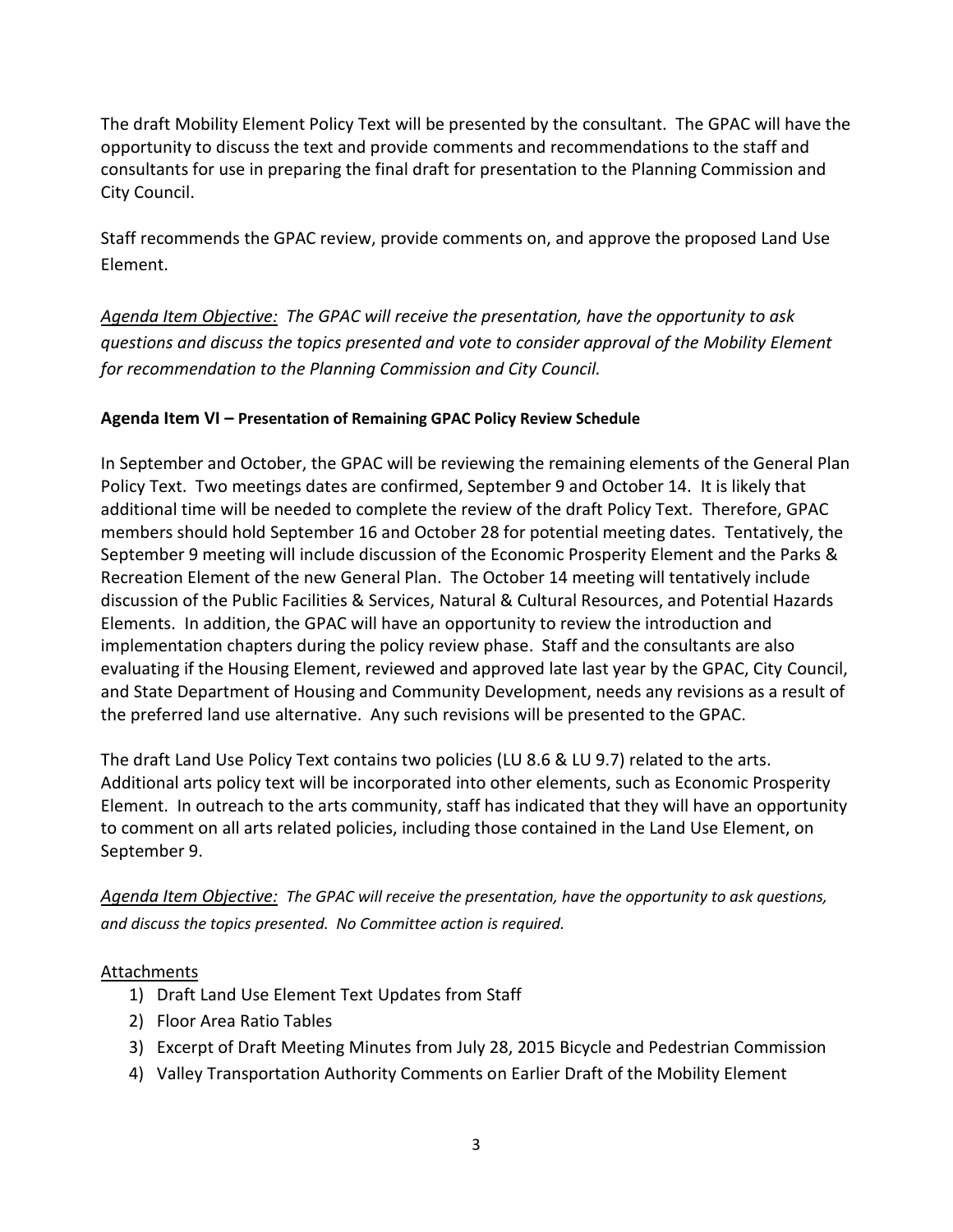The draft Mobility Element Policy Text will be presented by the consultant. The GPAC will have the opportunity to discuss the text and provide comments and recommendations to the staff and consultants for use in preparing the final draft for presentation to the Planning Commission and City Council.

Staff recommends the GPAC review, provide comments on, and approve the proposed Land Use Element.

*Agenda Item Objective: The GPAC will receive the presentation, have the opportunity to ask questions and discuss the topics presented and vote to consider approval of the Mobility Element for recommendation to the Planning Commission and City Council.*

**Agenda Item VI – Presentation of Remaining GPAC Policy Review Schedule**

In September and October, the GPAC will be reviewing the remaining elements of the General Plan Policy Text. Two meetings dates are confirmed, September 9 and October 14. It is likely that additional time will be needed to complete the review of the draft Policy Text. Therefore, GPAC members should hold September 16 and October 28 for potential meeting dates. Tentatively, the September 9 meeting will include discussion of the Economic Prosperity Element and the Parks & Recreation Element of the new General Plan. The October 14 meeting will tentatively include discussion of the Public Facilities & Services, Natural & Cultural Resources, and Potential Hazards Elements. In addition, the GPAC will have an opportunity to review the introduction and implementation chapters during the policy review phase. Staff and the consultants are also evaluating if the Housing Element, reviewed and approved late last year by the GPAC, City Council, and State Department of Housing and Community Development, needs any revisions as a result of the preferred land use alternative. Any such revisions will be presented to the GPAC.

The draft Land Use Policy Text contains two policies (LU 8.6 & LU 9.7) related to the arts. Additional arts policy text will be incorporated into other elements, such as Economic Prosperity Element. In outreach to the arts community, staff has indicated that they will have an opportunity to comment on all arts related policies, including those contained in the Land Use Element, on September 9.

*Agenda Item Objective: The GPAC will receive the presentation, have the opportunity to ask questions, and discuss the topics presented. No Committee action is required.*

Attachments

1) Draft Land Use Element Text Updates from Staff
2) Floor Area Ratio Tables
3) Excerpt of Draft Meeting Minutes from July 28, 2015 Bicycle and Pedestrian Commission
4) Valley Transportation Authority Comments on Earlier Draft of the Mobility Element